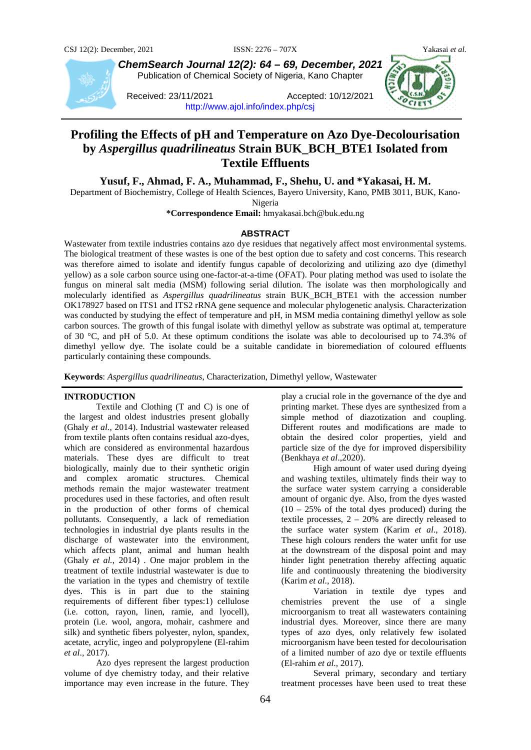# Profiling the Effects of pH and Temperature on Azo Dye-Decolourisation by *Aspergillus quadrilineatus* Strain BUK_BCH_BTE1 Isolated from Textile Effluents

Received: 23/11/2021 Accepted: 10/12/2021

http://www.ajol.info/index.php/csj

**Yusuf, F., Ahmad, F. A., Muhammad, F., Shehu, U. and *Yakasai, H. M.**

Department of Biochemistry, College of Health Sciences, Bayero University, Kano, PMB 3011, BUK, Kano-Nigeria

***Correspondence Email:** hmyakasai.bch@buk.edu.ng

## ABSTRACT

Wastewater from textile industries contains azo dye residues that negatively affect most environmental systems. The biological treatment of these wastes is one of the best option due to safety and cost concerns. This research was therefore aimed to isolate and identify fungus capable of decolorizing and utilizing azo dye (dimethyl yellow) as a sole carbon source using one-factor-at-a-time (OFAT). Pour plating method was used to isolate the fungus on mineral salt media (MSM) following serial dilution. The isolate was then morphologically and molecularly identified as *Aspergillus quadrilineatus* strain BUK_BCH_BTE1 with the accession number OK178927 based on ITS1 and ITS2 rRNA gene sequence and molecular phylogenetic analysis. Characterization was conducted by studying the effect of temperature and pH, in MSM media containing dimethyl yellow as sole carbon sources. The growth of this fungal isolate with dimethyl yellow as substrate was optimal at, temperature of 30 °C, and pH of 5.0. At these optimum conditions the isolate was able to decolourised up to 74.3% of dimethyl yellow dye. The isolate could be a suitable candidate in bioremediation of coloured effluents particularly containing these compounds.

**Keywords**: *Aspergillus quadrilineatus*, Characterization, Dimethyl yellow, Wastewater

## INTRODUCTION

Textile and Clothing (T and C) is one of the largest and oldest industries present globally (Ghaly *et al.*, 2014). Industrial wastewater released from textile plants often contains residual azo-dyes, which are considered as environmental hazardous materials. These dyes are difficult to treat biologically, mainly due to their synthetic origin and complex aromatic structures. Chemical methods remain the major wastewater treatment procedures used in these factories, and often result in the production of other forms of chemical pollutants. Consequently, a lack of remediation technologies in industrial dye plants results in the discharge of wastewater into the environment, which affects plant, animal and human health (Ghaly *et al.*, 2014) . One major problem in the treatment of textile industrial wastewater is due to the variation in the types and chemistry of textile dyes. This is in part due to the staining requirements of different fiber types:1) cellulose (i.e. cotton, rayon, linen, ramie, and lyocell), protein (i.e. wool, angora, mohair, cashmere and silk) and synthetic fibers polyester, nylon, spandex, acetate, acrylic, ingeo and polypropylene (El-rahim *et al*., 2017).

Azo dyes represent the largest production volume of dye chemistry today, and their relative importance may even increase in the future. They play a crucial role in the governance of the dye and printing market. These dyes are synthesized from a simple method of diazotization and coupling. Different routes and modifications are made to obtain the desired color properties, yield and particle size of the dye for improved dispersibility (Benkhaya *et al*.,2020).

High amount of water used during dyeing and washing textiles, ultimately finds their way to the surface water system carrying a considerable amount of organic dye. Also, from the dyes wasted (10 – 25% of the total dyes produced) during the textile processes, 2 – 20% are directly released to the surface water system (Karim *et al*., 2018). These high colours renders the water unfit for use at the downstream of the disposal point and may hinder light penetration thereby affecting aquatic life and continuously threatening the biodiversity (Karim *et al*., 2018).

Variation in textile dye types and chemistries prevent the use of a single microorganism to treat all wastewaters containing industrial dyes. Moreover, since there are many types of azo dyes, only relatively few isolated microorganism have been tested for decolourisation of a limited number of azo dye or textile effluents (El-rahim *et al*., 2017).

Several primary, secondary and tertiary treatment processes have been used to treat these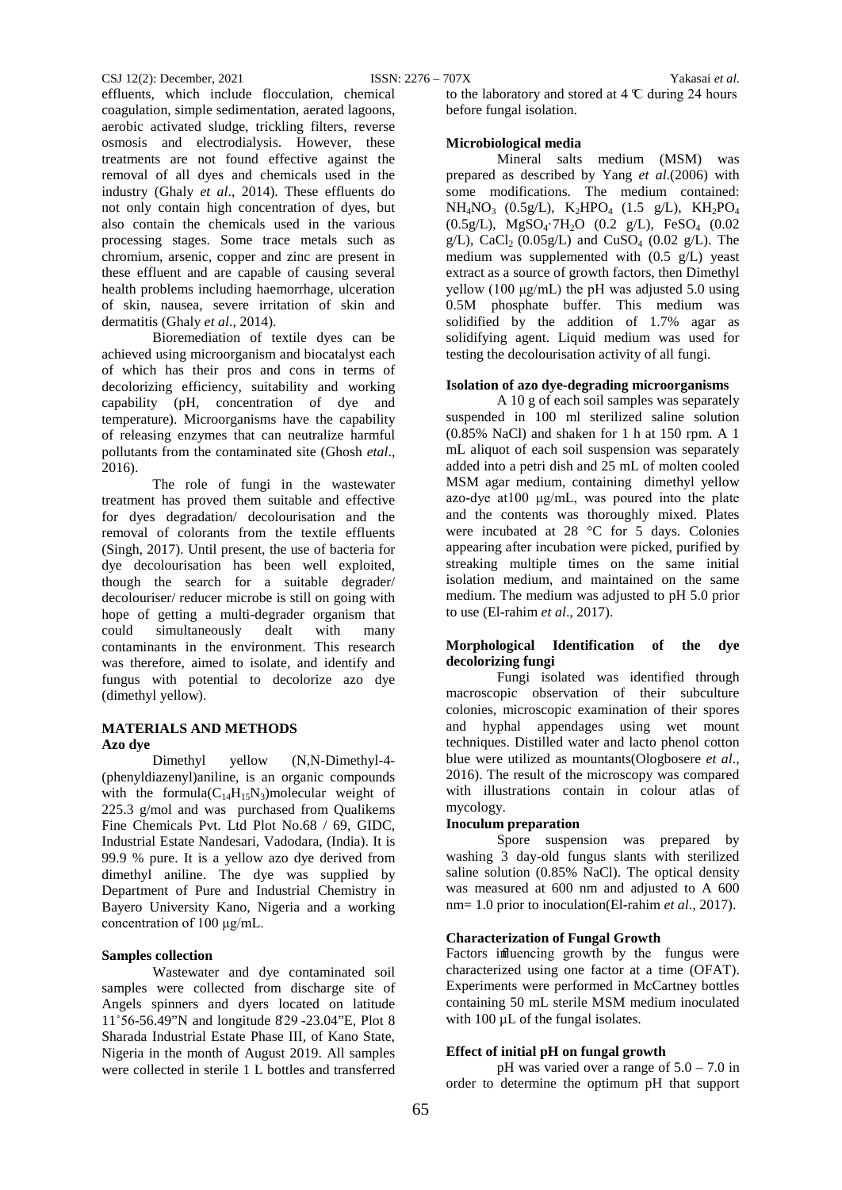effluents, which include flocculation, chemical coagulation, simple sedimentation, aerated lagoons, aerobic activated sludge, trickling filters, reverse osmosis and electrodialysis. However, these treatments are not found effective against the removal of all dyes and chemicals used in the industry (Ghaly *et al*., 2014). These effluents do not only contain high concentration of dyes, but also contain the chemicals used in the various processing stages. Some trace metals such as chromium, arsenic, copper and zinc are present in these effluent and are capable of causing several health problems including haemorrhage, ulceration of skin, nausea, severe irritation of skin and dermatitis (Ghaly *et al*., 2014).

Bioremediation of textile dyes can be achieved using microorganism and biocatalyst each of which has their pros and cons in terms of decolorizing efficiency, suitability and working capability (pH, concentration of dye and temperature). Microorganisms have the capability of releasing enzymes that can neutralize harmful pollutants from the contaminated site (Ghosh *etal*., 2016).

The role of fungi in the wastewater treatment has proved them suitable and effective for dyes degradation/ decolourisation and the removal of colorants from the textile effluents (Singh, 2017). Until present, the use of bacteria for dye decolourisation has been well exploited, though the search for a suitable degrader/ decolouriser/ reducer microbe is still on going with hope of getting a multi-degrader organism that could simultaneously dealt with many contaminants in the environment. This research was therefore, aimed to isolate, and identify and fungus with potential to decolorize azo dye (dimethyl yellow).

## MATERIALS AND METHODS

### Azo dye

Dimethyl yellow (N,N-Dimethyl-4-(phenyldiazenyl)aniline, is an organic compounds with the formula($C_{14}H_{15}N_3$)molecular weight of 225.3 g/mol and was purchased from Qualikems Fine Chemicals Pvt. Ltd Plot No.68 / 69, GIDC, Industrial Estate Nandesari, Vadodara, (India). It is 99.9 % pure. It is a yellow azo dye derived from dimethyl aniline. The dye was supplied by Department of Pure and Industrial Chemistry in Bayero University Kano, Nigeria and a working concentration of 100 µg/mL.

### Samples collection

Wastewater and dye contaminated soil samples were collected from discharge site of Angels spinners and dyers located on latitude 11˚56-56.49"N and longitude 8̊29 -23.04"E, Plot 8 Sharada Industrial Estate Phase III, of Kano State, Nigeria in the month of August 2019. All samples were collected in sterile 1 L bottles and transferred to the laboratory and stored at 4 ℃ during 24 hours before fungal isolation.

### Microbiological media

Mineral salts medium (MSM) was prepared as described by Yang *et al*.(2006) with some modifications. The medium contained: $NH_4NO_3$ (0.5g/L), $K_2HPO_4$ (1.5 g/L), $KH_2PO_4$ (0.5g/L), $MgSO_4{\cdot}7H_2O$ (0.2 g/L), $FeSO_4$ (0.02 g/L), $CaCl_2$ (0.05g/L) and $CuSO_4$ (0.02 g/L). The medium was supplemented with (0.5 g/L) yeast extract as a source of growth factors, then Dimethyl yellow (100 µg/mL) the pH was adjusted 5.0 using 0.5M phosphate buffer. This medium was solidified by the addition of 1.7% agar as solidifying agent. Liquid medium was used for testing the decolourisation activity of all fungi.

### Isolation of azo dye-degrading microorganisms

A 10 g of each soil samples was separately suspended in 100 ml sterilized saline solution (0.85% NaCl) and shaken for 1 h at 150 rpm. A 1 mL aliquot of each soil suspension was separately added into a petri dish and 25 mL of molten cooled MSM agar medium, containing dimethyl yellow azo-dye at100 µg/mL, was poured into the plate and the contents was thoroughly mixed. Plates were incubated at 28 °C for 5 days. Colonies appearing after incubation were picked, purified by streaking multiple times on the same initial isolation medium, and maintained on the same medium. The medium was adjusted to pH 5.0 prior to use (El-rahim *et al*., 2017).

### Morphological Identification of the dye decolorizing fungi

Fungi isolated was identified through macroscopic observation of their subculture colonies, microscopic examination of their spores and hyphal appendages using wet mount techniques. Distilled water and lacto phenol cotton blue were utilized as mountants(Ologbosere *et al*., 2016). The result of the microscopy was compared with illustrations contain in colour atlas of mycology.

### Inoculum preparation

Spore suspension was prepared by washing 3 day-old fungus slants with sterilized saline solution (0.85% NaCl). The optical density was measured at 600 nm and adjusted to A 600 nm= 1.0 prior to inoculation(El-rahim *et al*., 2017).

### Characterization of Fungal Growth

Factors influencing growth by the fungus were characterized using one factor at a time (OFAT). Experiments were performed in McCartney bottles containing 50 mL sterile MSM medium inoculated with 100 µL of the fungal isolates.

### Effect of initial pH on fungal growth

pH was varied over a range of 5.0 – 7.0 in order to determine the optimum pH that support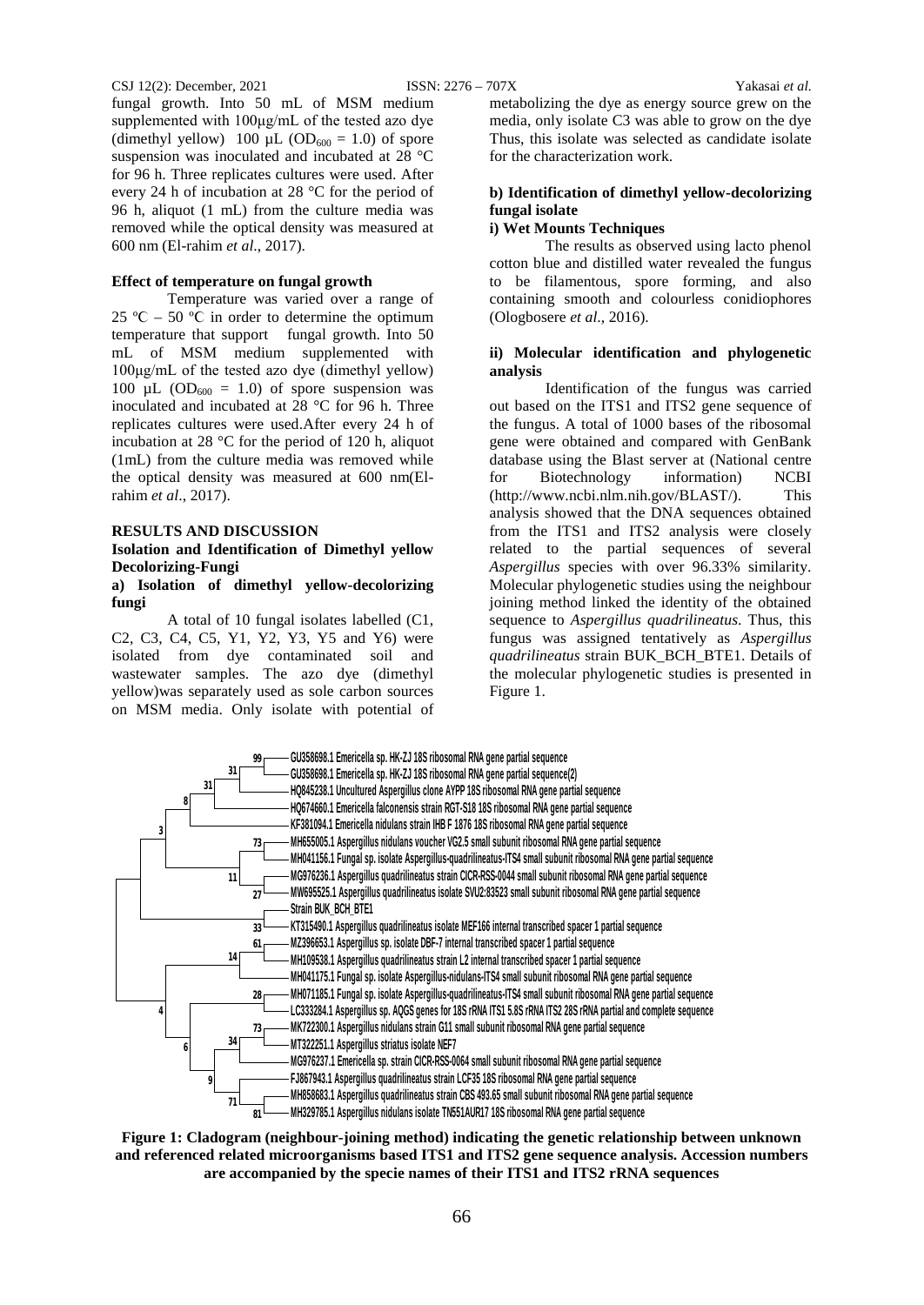fungal growth. Into 50 mL of MSM medium supplemented with 100µg/mL of the tested azo dye (dimethyl yellow) 100 µL ($OD_{600}$ = 1.0) of spore suspension was inoculated and incubated at 28 °C for 96 h. Three replicates cultures were used. After every 24 h of incubation at 28 °C for the period of 96 h, aliquot (1 mL) from the culture media was removed while the optical density was measured at 600 nm (El-rahim *et al*., 2017).

**Effect of temperature on fungal growth**

Temperature was varied over a range of 25 ºC – 50 ºC in order to determine the optimum temperature that support fungal growth. Into 50 mL of MSM medium supplemented with 100µg/mL of the tested azo dye (dimethyl yellow) 100 µL ($OD_{600}$ = 1.0) of spore suspension was inoculated and incubated at 28 °C for 96 h. Three replicates cultures were used.After every 24 h of incubation at 28 °C for the period of 120 h, aliquot (1mL) from the culture media was removed while the optical density was measured at 600 nm(El-rahim *et al*., 2017).

## RESULTS AND DISCUSSION

### Isolation and Identification of Dimethyl yellow Decolorizing-Fungi

**a) Isolation of dimethyl yellow-decolorizing fungi**

A total of 10 fungal isolates labelled (C1, C2, C3, C4, C5, Y1, Y2, Y3, Y5 and Y6) were isolated from dye contaminated soil and wastewater samples. The azo dye (dimethyl yellow)was separately used as sole carbon sources on MSM media. Only isolate with potential of metabolizing the dye as energy source grew on the media, only isolate C3 was able to grow on the dye Thus, this isolate was selected as candidate isolate for the characterization work.

**b) Identification of dimethyl yellow-decolorizing fungal isolate**

**i) Wet Mounts Techniques**

The results as observed using lacto phenol cotton blue and distilled water revealed the fungus to be filamentous, spore forming, and also containing smooth and colourless conidiophores (Ologbosere *et al*., 2016).

**ii) Molecular identification and phylogenetic analysis**

Identification of the fungus was carried out based on the ITS1 and ITS2 gene sequence of the fungus. A total of 1000 bases of the ribosomal gene were obtained and compared with GenBank database using the Blast server at (National centre for Biotechnology information) NCBI (http://www.ncbi.nlm.nih.gov/BLAST/). This analysis showed that the DNA sequences obtained from the ITS1 and ITS2 analysis were closely related to the partial sequences of several *Aspergillus* species with over 96.33% similarity. Molecular phylogenetic studies using the neighbour joining method linked the identity of the obtained sequence to *Aspergillus quadrilineatus*. Thus, this fungus was assigned tentatively as *Aspergillus quadrilineatus* strain BUK_BCH_BTE1. Details of the molecular phylogenetic studies is presented in Figure 1.

**Figure 1: Cladogram (neighbour-joining method) indicating the genetic relationship between unknown and referenced related microorganisms based ITS1 and ITS2 gene sequence analysis. Accession numbers are accompanied by the specie names of their ITS1 and ITS2 rRNA sequences**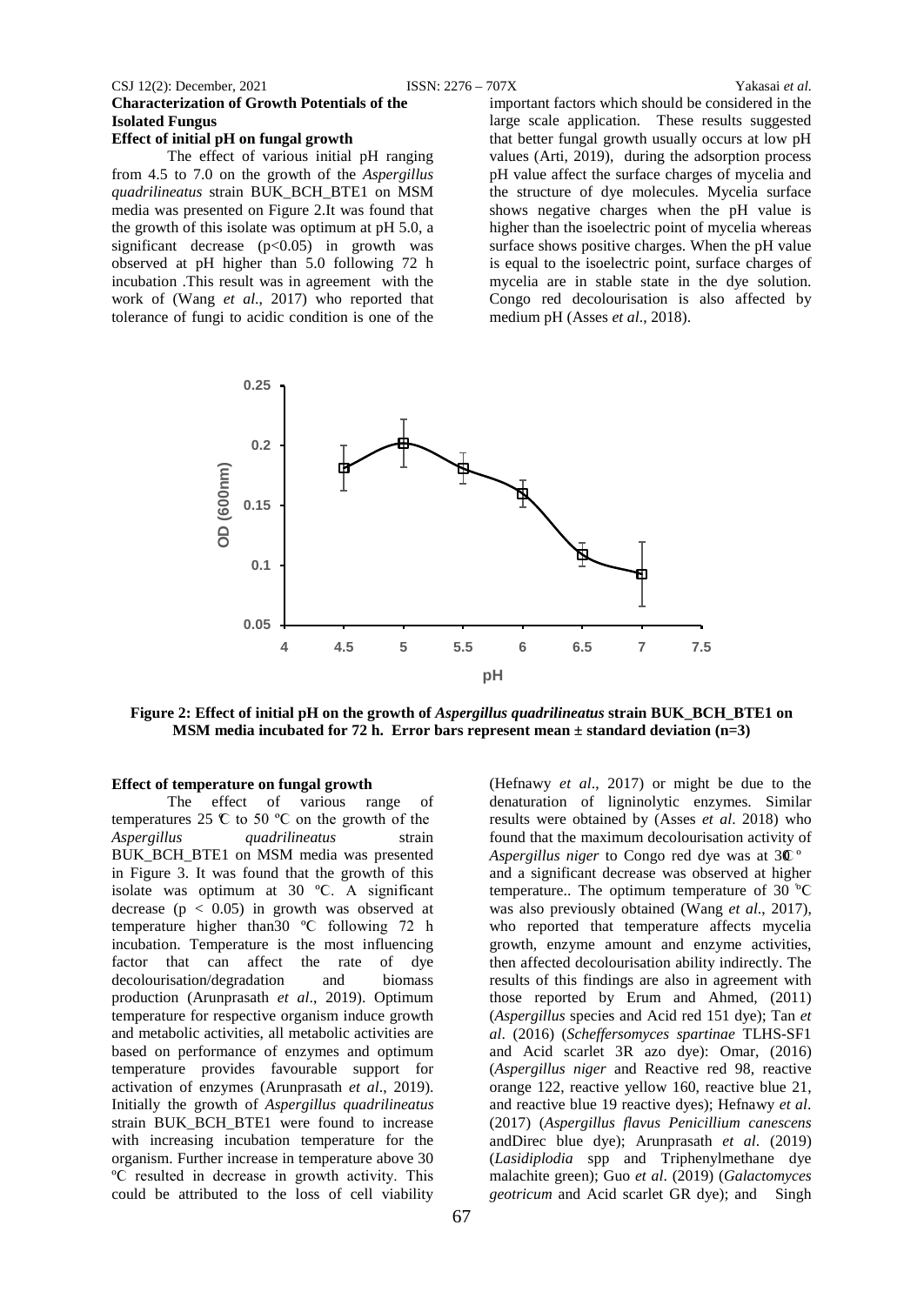## Characterization of Growth Potentials of the Isolated Fungus

### Effect of initial pH on fungal growth

The effect of various initial pH ranging from 4.5 to 7.0 on the growth of the *Aspergillus quadrilineatus* strain BUK_BCH_BTE1 on MSM media was presented on Figure 2.It was found that the growth of this isolate was optimum at pH 5.0, a significant decrease ($p<0.05$) in growth was observed at pH higher than 5.0 following 72 h incubation .This result was in agreement with the work of (Wang *et al*., 2017) who reported that tolerance of fungi to acidic condition is one of the important factors which should be considered in the large scale application. These results suggested that better fungal growth usually occurs at low pH values (Arti, 2019), during the adsorption process pH value affect the surface charges of mycelia and the structure of dye molecules. Mycelia surface shows negative charges when the pH value is higher than the isoelectric point of mycelia whereas surface shows positive charges. When the pH value is equal to the isoelectric point, surface charges of mycelia are in stable state in the dye solution. Congo red decolourisation is also affected by medium pH (Asses *et al*., 2018).

**Figure 2: Effect of initial pH on the growth of *Aspergillus quadrilineatus* strain BUK_BCH_BTE1 on MSM media incubated for 72 h. Error bars represent mean ± standard deviation (n=3)**

### Effect of temperature on fungal growth

The effect of various range of temperatures 25 ℃ to 50 ºC on the growth of the *Aspergillus quadrilineatus* strain BUK_BCH_BTE1 on MSM media was presented in Figure 3. It was found that the growth of this isolate was optimum at 30 ºC. A significant decrease ($p < 0.05$) in growth was observed at temperature higher than30 ºC following 72 h incubation. Temperature is the most influencing factor that can affect the rate of dye decolourisation/degradation and biomass production (Arunprasath *et al*., 2019). Optimum temperature for respective organism induce growth and metabolic activities, all metabolic activities are based on performance of enzymes and optimum temperature provides favourable support for activation of enzymes (Arunprasath *et al*., 2019). Initially the growth of *Aspergillus quadrilineatus* strain BUK_BCH_BTE1 were found to increase with increasing incubation temperature for the organism. Further increase in temperature above 30 ºC resulted in decrease in growth activity. This could be attributed to the loss of cell viability (Hefnawy *et al*., 2017) or might be due to the denaturation of ligninolytic enzymes. Similar results were obtained by (Asses *et al*. 2018) who found that the maximum decolourisation activity of *Aspergillus niger* to Congo red dye was at 30℃ º and a significant decrease was observed at higher temperature.. The optimum temperature of 30 ºC was also previously obtained (Wang *et al*., 2017), who reported that temperature affects mycelia growth, enzyme amount and enzyme activities, then affected decolourisation ability indirectly. The results of this findings are also in agreement with those reported by Erum and Ahmed, (2011) (*Aspergillus* species and Acid red 151 dye); Tan *et al*. (2016) (*Scheffersomyces spartinae* TLHS-SF1 and Acid scarlet 3R azo dye): Omar, (2016) (*Aspergillus niger* and Reactive red 98, reactive orange 122, reactive yellow 160, reactive blue 21, and reactive blue 19 reactive dyes); Hefnawy *et al*. (2017) (*Aspergillus flavus Penicillium canescens* andDirec blue dye); Arunprasath *et al*. (2019) (*Lasidiplodia* spp and Triphenylmethane dye malachite green); Guo *et al*. (2019) (*Galactomyces geotricum* and Acid scarlet GR dye); and Singh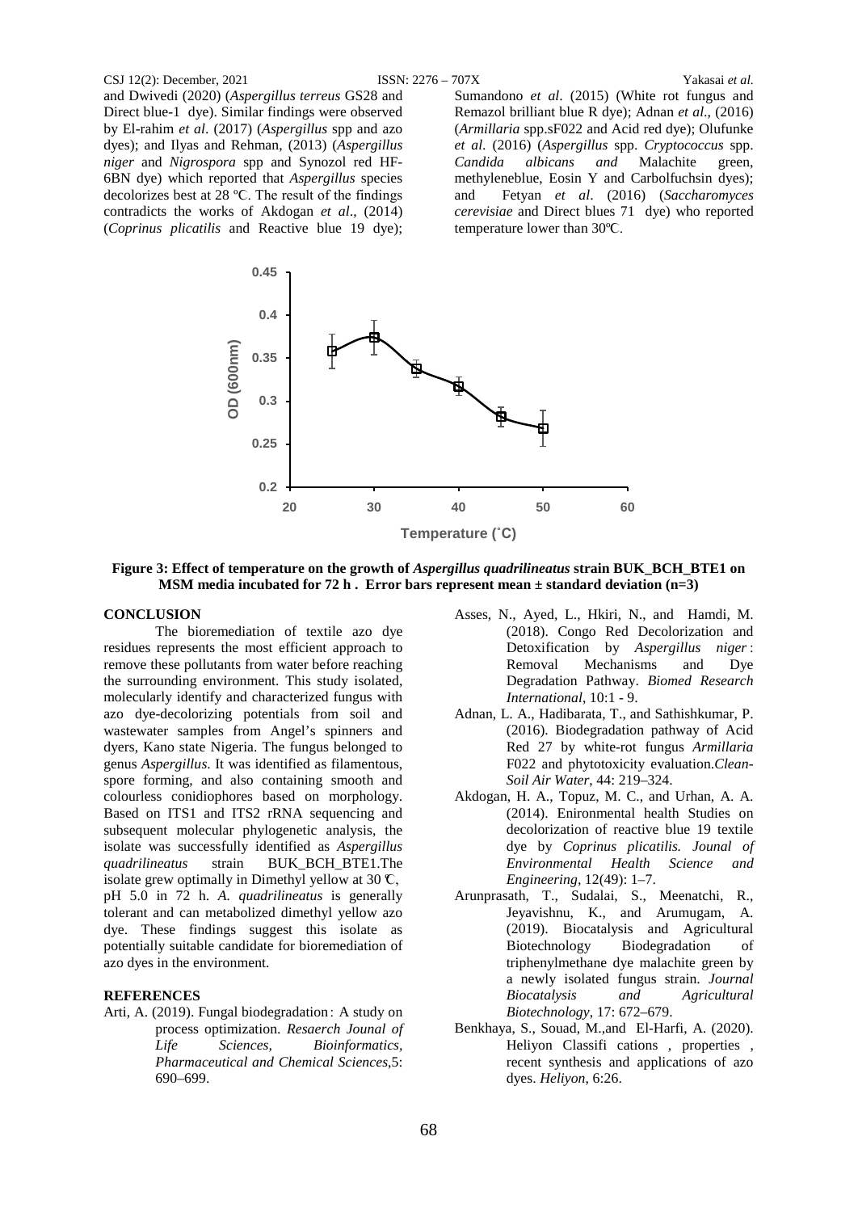and Dwivedi (2020) (*Aspergillus terreus* GS28 and Direct blue-1 dye). Similar findings were observed by El-rahim *et al*. (2017) (*Aspergillus* spp and azo dyes); and Ilyas and Rehman, (2013) (*Aspergillus niger* and *Nigrospora* spp and Synozol red HF-6BN dye) which reported that *Aspergillus* species decolorizes best at 28 ºC. The result of the findings contradicts the works of Akdogan *et al*., (2014) (*Coprinus plicatilis* and Reactive blue 19 dye); Sumandono *et al*. (2015) (White rot fungus and Remazol brilliant blue R dye); Adnan *et al*., (2016) (*Armillaria* spp.sF022 and Acid red dye); Olufunke *et al*. (2016) (*Aspergillus* spp. *Cryptococcus* spp. *Candida albicans and* Malachite green, methyleneblue, Eosin Y and Carbolfuchsin dyes); and Fetyan *et al*. (2016) (*Saccharomyces cerevisiae* and Direct blues 71 dye) who reported temperature lower than 30ºC.

**Figure 3: Effect of temperature on the growth of *Aspergillus quadrilineatus* strain BUK_BCH_BTE1 on MSM media incubated for 72 h . Error bars represent mean ± standard deviation (n=3)**

## CONCLUSION

The bioremediation of textile azo dye residues represents the most efficient approach to remove these pollutants from water before reaching the surrounding environment. This study isolated, molecularly identify and characterized fungus with azo dye-decolorizing potentials from soil and wastewater samples from Angel's spinners and dyers, Kano state Nigeria. The fungus belonged to genus *Aspergillus*. It was identified as filamentous, spore forming, and also containing smooth and colourless conidiophores based on morphology. Based on ITS1 and ITS2 rRNA sequencing and subsequent molecular phylogenetic analysis, the isolate was successfully identified as *Aspergillus quadrilineatus* strain BUK_BCH_BTE1.The isolate grew optimally in Dimethyl yellow at 30 ºC, pH 5.0 in 72 h. *A. quadrilineatus* is generally tolerant and can metabolized dimethyl yellow azo dye. These findings suggest this isolate as potentially suitable candidate for bioremediation of azo dyes in the environment.

## REFERENCES

Arti, A. (2019). Fungal biodegradation: A study on process optimization. *Resaerch Jounal of Life Sciences, Bioinformatics, Pharmaceutical and Chemical Sciences*,5: 690–699.

Asses, N., Ayed, L., Hkiri, N., and Hamdi, M. (2018). Congo Red Decolorization and Detoxification by *Aspergillus niger*: Removal Mechanisms and Dye Degradation Pathway. *Biomed Research International*, 10:1 - 9.

Adnan, L. A., Hadibarata, T., and Sathishkumar, P. (2016). Biodegradation pathway of Acid Red 27 by white-rot fungus *Armillaria* F022 and phytotoxicity evaluation.*Clean-Soil Air Water*, 44: 219–324.

Akdogan, H. A., Topuz, M. C., and Urhan, A. A. (2014). Enironmental health Studies on decolorization of reactive blue 19 textile dye by *Coprinus plicatilis. Jounal of Environmental Health Science and Engineering*, 12(49): 1–7.

Arunprasath, T., Sudalai, S., Meenatchi, R., Jeyavishnu, K., and Arumugam, A. (2019). Biocatalysis and Agricultural Biotechnology Biodegradation of triphenylmethane dye malachite green by a newly isolated fungus strain. *Journal Biocatalysis and Agricultural Biotechnology*, 17: 672–679.

Benkhaya, S., Souad, M.,and El-Harfi, A. (2020). Heliyon Classifi cations , properties , recent synthesis and applications of azo dyes. *Heliyon*, 6:26.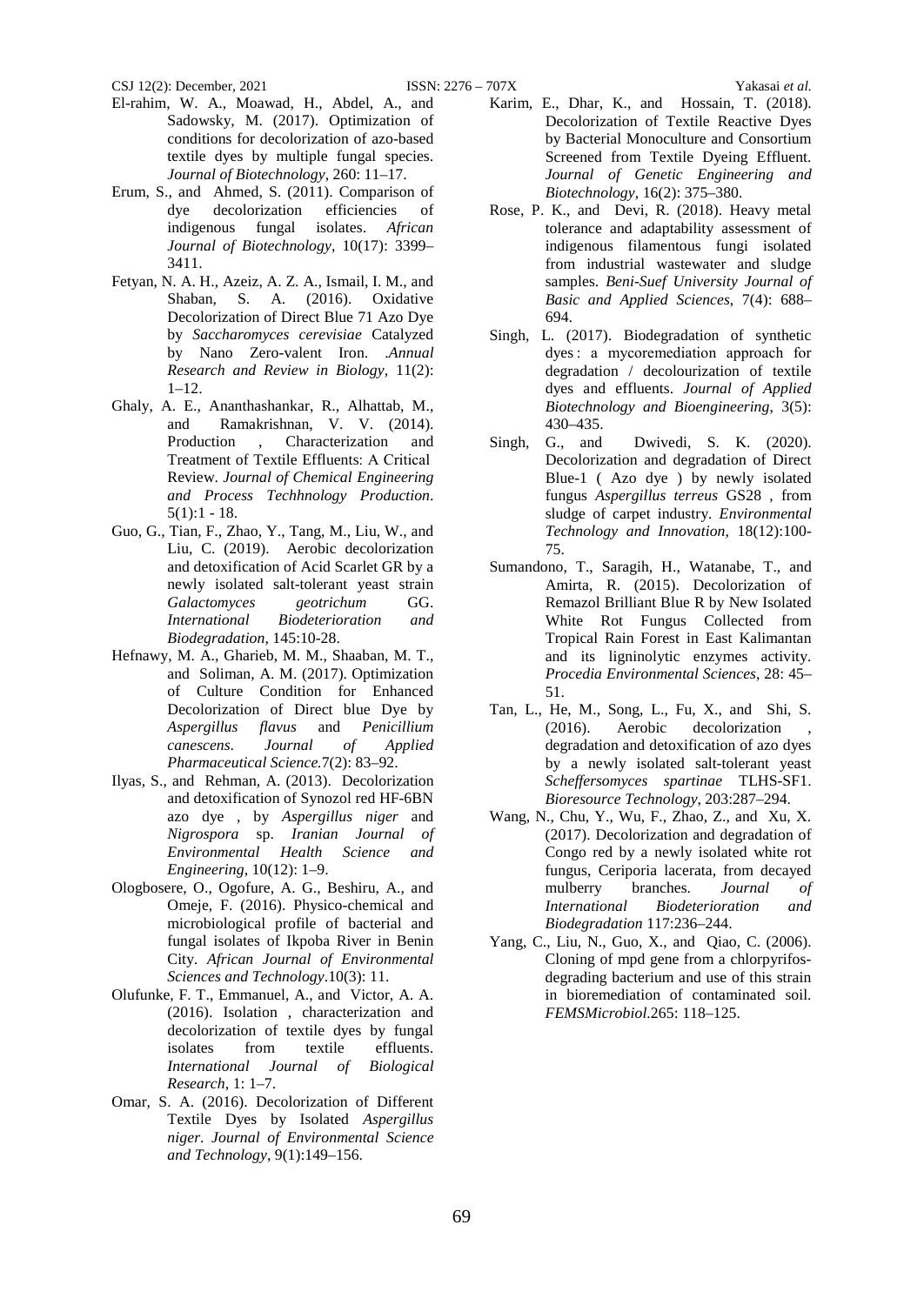El-rahim, W. A., Moawad, H., Abdel, A., and Sadowsky, M. (2017). Optimization of conditions for decolorization of azo-based textile dyes by multiple fungal species. *Journal of Biotechnology*, 260: 11–17.

Erum, S., and Ahmed, S. (2011). Comparison of dye decolorization efficiencies of indigenous fungal isolates. *African Journal of Biotechnology*, 10(17): 3399–3411.

Fetyan, N. A. H., Azeiz, A. Z. A., Ismail, I. M., and Shaban, S. A. (2016). Oxidative Decolorization of Direct Blue 71 Azo Dye by *Saccharomyces cerevisiae* Catalyzed by Nano Zero-valent Iron. .*Annual Research and Review in Biology*, 11(2): 1–12.

Ghaly, A. E., Ananthashankar, R., Alhattab, M., and Ramakrishnan, V. V. (2014). Production , Characterization and Treatment of Textile Effluents: A Critical Review. *Journal of Chemical Engineering and Process Techhnology Production*. 5(1):1 - 18.

Guo, G., Tian, F., Zhao, Y., Tang, M., Liu, W., and Liu, C. (2019). Aerobic decolorization and detoxification of Acid Scarlet GR by a newly isolated salt-tolerant yeast strain *Galactomyces geotrichum* GG. *International Biodeterioration and Biodegradation*, 145:10-28.

Hefnawy, M. A., Gharieb, M. M., Shaaban, M. T., and Soliman, A. M. (2017). Optimization of Culture Condition for Enhanced Decolorization of Direct blue Dye by *Aspergillus flavus* and *Penicillium canescens*. *Journal of Applied Pharmaceutical Science*.7(2): 83–92.

Ilyas, S., and Rehman, A. (2013). Decolorization and detoxification of Synozol red HF-6BN azo dye , by *Aspergillus niger* and *Nigrospora* sp. *Iranian Journal of Environmental Health Science and Engineering*, 10(12): 1–9.

Ologbosere, O., Ogofure, A. G., Beshiru, A., and Omeje, F. (2016). Physico-chemical and microbiological profile of bacterial and fungal isolates of Ikpoba River in Benin City. *African Journal of Environmental Sciences and Technology*.10(3): 11.

Olufunke, F. T., Emmanuel, A., and Victor, A. A. (2016). Isolation , characterization and decolorization of textile dyes by fungal isolates from textile effluents. *International Journal of Biological Research*, 1: 1–7.

Omar, S. A. (2016). Decolorization of Different Textile Dyes by Isolated *Aspergillus niger*. *Journal of Environmental Science and Technology*, 9(1):149–156.

Karim, E., Dhar, K., and Hossain, T. (2018). Decolorization of Textile Reactive Dyes by Bacterial Monoculture and Consortium Screened from Textile Dyeing Effluent. *Journal of Genetic Engineering and Biotechnology*, 16(2): 375–380.

Rose, P. K., and Devi, R. (2018). Heavy metal tolerance and adaptability assessment of indigenous filamentous fungi isolated from industrial wastewater and sludge samples. *Beni-Suef University Journal of Basic and Applied Sciences*, 7(4): 688–694.

Singh, L. (2017). Biodegradation of synthetic dyes : a mycoremediation approach for degradation / decolourization of textile dyes and effluents. *Journal of Applied Biotechnology and Bioengineering*, 3(5): 430–435.

Singh, G., and Dwivedi, S. K. (2020). Decolorization and degradation of Direct Blue-1 ( Azo dye ) by newly isolated fungus *Aspergillus terreus* GS28 , from sludge of carpet industry. *Environmental Technology and Innovation*, 18(12):100-75.

Sumandono, T., Saragih, H., Watanabe, T., and Amirta, R. (2015). Decolorization of Remazol Brilliant Blue R by New Isolated White Rot Fungus Collected from Tropical Rain Forest in East Kalimantan and its ligninolytic enzymes activity. *Procedia Environmental Sciences*, 28: 45–51.

Tan, L., He, M., Song, L., Fu, X., and Shi, S. (2016). Aerobic decolorization , degradation and detoxification of azo dyes by a newly isolated salt-tolerant yeast *Scheffersomyces spartinae* TLHS-SF1. *Bioresource Technology*, 203:287–294.

Wang, N., Chu, Y., Wu, F., Zhao, Z., and Xu, X. (2017). Decolorization and degradation of Congo red by a newly isolated white rot fungus, Ceriporia lacerata, from decayed mulberry branches. *Journal of International Biodeterioration and Biodegradation* 117:236–244.

Yang, C., Liu, N., Guo, X., and Qiao, C. (2006). Cloning of mpd gene from a chlorpyrifos-degrading bacterium and use of this strain in bioremediation of contaminated soil. *FEMSMicrobiol*.265: 118–125.